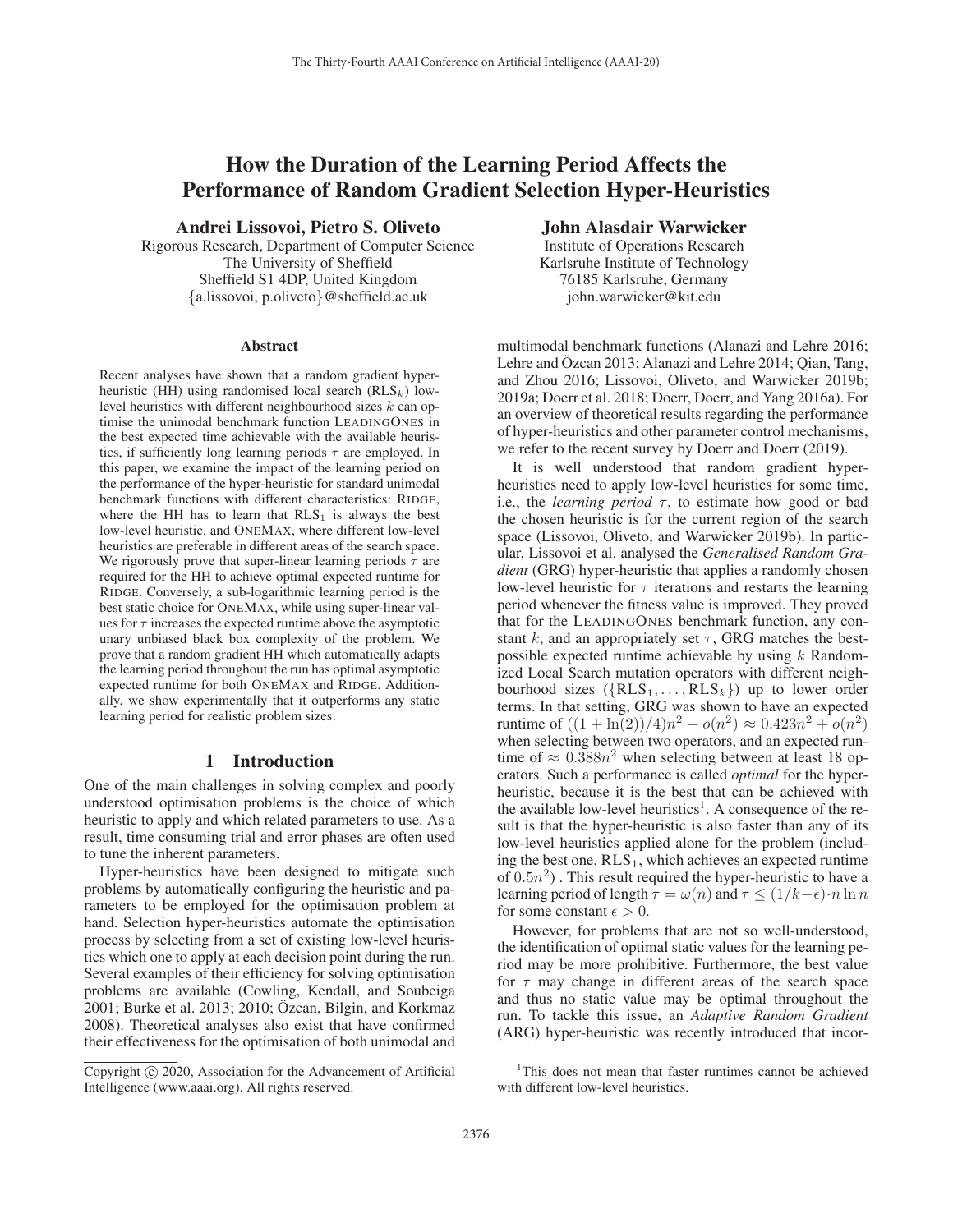# How the Duration of the Learning Period Affects the Performance of Random Gradient Selection Hyper-Heuristics

**Andrei Lissovoi, Pietro S. Oliveto**
Rigorous Research, Department of Computer Science
The University of Sheffield
Sheffield S1 4DP, United Kingdom
{a.lissovoi, p.oliveto}@sheffield.ac.uk

**John Alasdair Warwicker**
Institute of Operations Research
Karlsruhe Institute of Technology
76185 Karlsruhe, Germany
john.warwicker@kit.edu

### Abstract

Recent analyses have shown that a random gradient hyper-heuristic (HH) using randomised local search ($\text{RLS}_k$) low-level heuristics with different neighbourhood sizes $k$ can optimise the unimodal benchmark function LEADINGONES in the best expected time achievable with the available heuristics, if sufficiently long learning periods $\tau$ are employed. In this paper, we examine the impact of the learning period on the performance of the hyper-heuristic for standard unimodal benchmark functions with different characteristics: RIDGE, where the HH has to learn that $\text{RLS}_1$ is always the best low-level heuristic, and ONEMAX, where different low-level heuristics are preferable in different areas of the search space. We rigorously prove that super-linear learning periods $\tau$ are required for the HH to achieve optimal expected runtime for RIDGE. Conversely, a sub-logarithmic learning period is the best static choice for ONEMAX, while using super-linear values for $\tau$ increases the expected runtime above the asymptotic unary unbiased black box complexity of the problem. We prove that a random gradient HH which automatically adapts the learning period throughout the run has optimal asymptotic expected runtime for both ONEMAX and RIDGE. Additionally, we show experimentally that it outperforms any static learning period for realistic problem sizes.

## 1 Introduction

One of the main challenges in solving complex and poorly understood optimisation problems is the choice of which heuristic to apply and which related parameters to use. As a result, time consuming trial and error phases are often used to tune the inherent parameters.

Hyper-heuristics have been designed to mitigate such problems by automatically configuring the heuristic and parameters to be employed for the optimisation problem at hand. Selection hyper-heuristics automate the optimisation process by selecting from a set of existing low-level heuristics which one to apply at each decision point during the run. Several examples of their efficiency for solving optimisation problems are available (Cowling, Kendall, and Soubeiga 2001; Burke et al. 2013; 2010; Özcan, Bilgin, and Korkmaz 2008). Theoretical analyses also exist that have confirmed their effectiveness for the optimisation of both unimodal and multimodal benchmark functions (Alanazi and Lehre 2016; Lehre and Özcan 2013; Alanazi and Lehre 2014; Qian, Tang, and Zhou 2016; Lissovoi, Oliveto, and Warwicker 2019b; 2019a; Doerr et al. 2018; Doerr, Doerr, and Yang 2016a). For an overview of theoretical results regarding the performance of hyper-heuristics and other parameter control mechanisms, we refer to the recent survey by Doerr and Doerr (2019).

It is well understood that random gradient hyper-heuristics need to apply low-level heuristics for some time, i.e., the *learning period* $\tau$, to estimate how good or bad the chosen heuristic is for the current region of the search space (Lissovoi, Oliveto, and Warwicker 2019b). In particular, Lissovoi et al. analysed the *Generalised Random Gradient* (GRG) hyper-heuristic that applies a randomly chosen low-level heuristic for $\tau$ iterations and restarts the learning period whenever the fitness value is improved. They proved that for the LEADINGONES benchmark function, any constant $k$, and an appropriately set $\tau$, GRG matches the best-possible expected runtime achievable by using $k$ Randomized Local Search mutation operators with different neighbourhood sizes ($\{\text{RLS}_1, \ldots, \text{RLS}_k\}$) up to lower order terms. In that setting, GRG was shown to have an expected runtime of $((1 + \ln(2))/4)n^2 + o(n^2) \approx 0.423n^2 + o(n^2)$ when selecting between two operators, and an expected runtime of $\approx 0.388n^2$ when selecting between at least 18 operators. Such a performance is called *optimal* for the hyper-heuristic, because it is the best that can be achieved with the available low-level heuristics[1]. A consequence of the result is that the hyper-heuristic is also faster than any of its low-level heuristics applied alone for the problem (including the best one, $\text{RLS}_1$, which achieves an expected runtime of $0.5n^2$) . This result required the hyper-heuristic to have a learning period of length $\tau = \omega(n)$ and $\tau \leq (1/k - \epsilon) \cdot n \ln n$ for some constant $\epsilon > 0$.

However, for problems that are not so well-understood, the identification of optimal static values for the learning period may be more prohibitive. Furthermore, the best value for $\tau$ may change in different areas of the search space and thus no static value may be optimal throughout the run. To tackle this issue, an *Adaptive Random Gradient* (ARG) hyper-heuristic was recently introduced that incor-

[1] This does not mean that faster runtimes cannot be achieved with different low-level heuristics.

Copyright © 2020, Association for the Advancement of Artificial Intelligence (www.aaai.org). All rights reserved.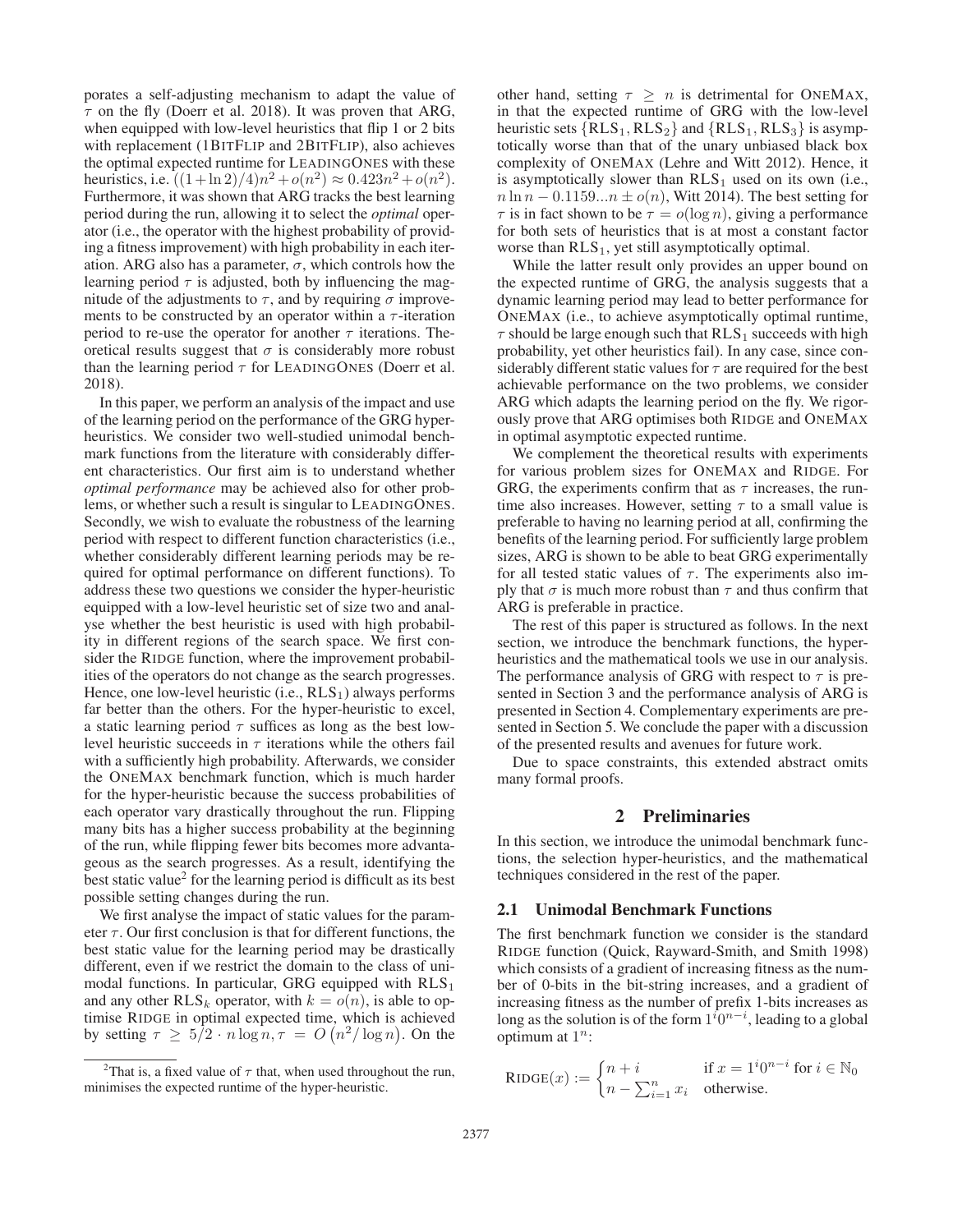porates a self-adjusting mechanism to adapt the value of $\tau$ on the fly (Doerr et al. 2018). It was proven that ARG, when equipped with low-level heuristics that flip 1 or 2 bits with replacement (1BitFlip and 2BitFlip), also achieves the optimal expected runtime for LeadingOnes with these heuristics, i.e. $((1+\ln 2)/4)n^2 + o(n^2) \approx 0.423n^2 + o(n^2)$. Furthermore, it was shown that ARG tracks the best learning period during the run, allowing it to select the *optimal* operator (i.e., the operator with the highest probability of providing a fitness improvement) with high probability in each iteration. ARG also has a parameter, $\sigma$, which controls how the learning period $\tau$ is adjusted, both by influencing the magnitude of the adjustments to $\tau$, and by requiring $\sigma$ improvements to be constructed by an operator within a $\tau$-iteration period to re-use the operator for another $\tau$ iterations. Theoretical results suggest that $\sigma$ is considerably more robust than the learning period $\tau$ for LeadingOnes (Doerr et al. 2018).

In this paper, we perform an analysis of the impact and use of the learning period on the performance of the GRG hyper-heuristics. We consider two well-studied unimodal benchmark functions from the literature with considerably different characteristics. Our first aim is to understand whether *optimal performance* may be achieved also for other problems, or whether such a result is singular to LeadingOnes. Secondly, we wish to evaluate the robustness of the learning period with respect to different function characteristics (i.e., whether considerably different learning periods may be required for optimal performance on different functions). To address these two questions we consider the hyper-heuristic equipped with a low-level heuristic set of size two and analyse whether the best heuristic is used with high probability in different regions of the search space. We first consider the Ridge function, where the improvement probabilities of the operators do not change as the search progresses. Hence, one low-level heuristic (i.e., $\text{RLS}_1$) always performs far better than the others. For the hyper-heuristic to excel, a static learning period $\tau$ suffices as long as the best low-level heuristic succeeds in $\tau$ iterations while the others fail with a sufficiently high probability. Afterwards, we consider the OneMax benchmark function, which is much harder for the hyper-heuristic because the success probabilities of each operator vary drastically throughout the run. Flipping many bits has a higher success probability at the beginning of the run, while flipping fewer bits becomes more advantageous as the search progresses. As a result, identifying the best static value[2] for the learning period is difficult as its best possible setting changes during the run.

We first analyse the impact of static values for the parameter $\tau$. Our first conclusion is that for different functions, the best static value for the learning period may be drastically different, even if we restrict the domain to the class of unimodal functions. In particular, GRG equipped with $\text{RLS}_1$ and any other $\text{RLS}_k$ operator, with $k = o(n)$, is able to optimise Ridge in optimal expected time, which is achieved by setting $\tau \geq 5/2 \cdot n \log n, \tau = O\left(n^2/\log n\right)$. On the other hand, setting $\tau \geq n$ is detrimental for OneMax, in that the expected runtime of GRG with the low-level heuristic sets $\{\text{RLS}_1, \text{RLS}_2\}$ and $\{\text{RLS}_1, \text{RLS}_3\}$ is asymptotically worse than that of the unary unbiased black box complexity of OneMax (Lehre and Witt 2012). Hence, it is asymptotically slower than $\text{RLS}_1$ used on its own (i.e., $n \ln n - 0.1159...n \pm o(n)$, Witt 2014). The best setting for $\tau$ is in fact shown to be $\tau = o(\log n)$, giving a performance for both sets of heuristics that is at most a constant factor worse than $\text{RLS}_1$, yet still asymptotically optimal.

While the latter result only provides an upper bound on the expected runtime of GRG, the analysis suggests that a dynamic learning period may lead to better performance for OneMax (i.e., to achieve asymptotically optimal runtime, $\tau$ should be large enough such that $\text{RLS}_1$ succeeds with high probability, yet other heuristics fail). In any case, since considerably different static values for $\tau$ are required for the best achievable performance on the two problems, we consider ARG which adapts the learning period on the fly. We rigorously prove that ARG optimises both Ridge and OneMax in optimal asymptotic expected runtime.

We complement the theoretical results with experiments for various problem sizes for OneMax and Ridge. For GRG, the experiments confirm that as $\tau$ increases, the runtime also increases. However, setting $\tau$ to a small value is preferable to having no learning period at all, confirming the benefits of the learning period. For sufficiently large problem sizes, ARG is shown to be able to beat GRG experimentally for all tested static values of $\tau$. The experiments also imply that $\sigma$ is much more robust than $\tau$ and thus confirm that ARG is preferable in practice.

The rest of this paper is structured as follows. In the next section, we introduce the benchmark functions, the hyper-heuristics and the mathematical tools we use in our analysis. The performance analysis of GRG with respect to $\tau$ is presented in Section 3 and the performance analysis of ARG is presented in Section 4. Complementary experiments are presented in Section 5. We conclude the paper with a discussion of the presented results and avenues for future work.

Due to space constraints, this extended abstract omits many formal proofs.

## 2 Preliminaries

In this section, we introduce the unimodal benchmark functions, the selection hyper-heuristics, and the mathematical techniques considered in the rest of the paper.

### 2.1 Unimodal Benchmark Functions

The first benchmark function we consider is the standard Ridge function (Quick, Rayward-Smith, and Smith 1998) which consists of a gradient of increasing fitness as the number of 0-bits in the bit-string increases, and a gradient of increasing fitness as the number of prefix 1-bits increases as long as the solution is of the form $1^i 0^{n-i}$, leading to a global optimum at $1^n$:

$$\text{Ridge}(x) := \begin{cases} n + i & \text{if } x = 1^i 0^{n-i} \text{ for } i \in \mathbb{N}_0 \\ n - \sum_{i=1}^{n} x_i & \text{otherwise.} \end{cases}$$

[2] That is, a fixed value of $\tau$ that, when used throughout the run, minimises the expected runtime of the hyper-heuristic.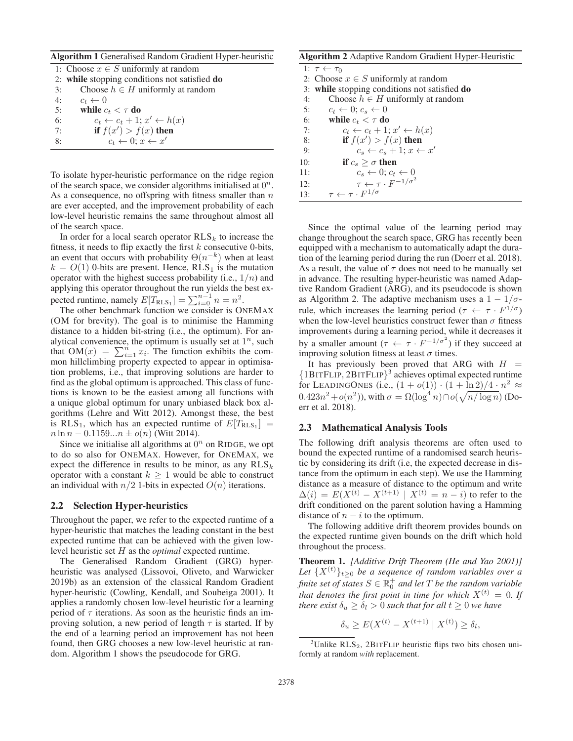**Algorithm 1** Generalised Random Gradient Hyper-heuristic

```
1: Choose x ∈ S uniformly at random
2: while stopping conditions not satisfied do
3:     Choose h ∈ H uniformly at random
4:     c_t ← 0
5:     while c_t < τ do
6:         c_t ← c_t + 1; x' ← h(x)
7:         if f(x') > f(x) then
8:             c_t ← 0; x ← x'
```

To isolate hyper-heuristic performance on the ridge region of the search space, we consider algorithms initialised at $0^n$. As a consequence, no offspring with fitness smaller than $n$ are ever accepted, and the improvement probability of each low-level heuristic remains the same throughout almost all of the search space.

In order for a local search operator $\text{RLS}_k$ to increase the fitness, it needs to flip exactly the first $k$ consecutive 0-bits, an event that occurs with probability $\Theta(n^{-k})$ when at least $k = O(1)$ 0-bits are present. Hence, $\text{RLS}_1$ is the mutation operator with the highest success probability (i.e., $1/n$) and applying this operator throughout the run yields the best expected runtime, namely $E[T_{\text{RLS}_1}] = \sum_{i=0}^{n-1} n = n^2$.

The other benchmark function we consider is ONEMAX (OM for brevity). The goal is to minimise the Hamming distance to a hidden bit-string (i.e., the optimum). For analytical convenience, the optimum is usually set at $1^n$, such that $\text{OM}(x) = \sum_{i=1}^{n} x_i$. The function exhibits the common hillclimbing property expected to appear in optimisation problems, i.e., that improving solutions are harder to find as the global optimum is approached. This class of functions is known to be the easiest among all functions with a unique global optimum for unary unbiased black box algorithms (Lehre and Witt 2012). Amongst these, the best is $\text{RLS}_1$, which has an expected runtime of $E[T_{\text{RLS}_1}] = n \ln n - 0.1159...n \pm o(n)$ (Witt 2014).

Since we initialise all algorithms at $0^n$ on RIDGE, we opt to do so also for ONEMAX. However, for ONEMAX, we expect the difference in results to be minor, as any $\text{RLS}_k$ operator with a constant $k \geq 1$ would be able to construct an individual with $n/2$ 1-bits in expected $O(n)$ iterations.

## 2.2 Selection Hyper-heuristics

Throughout the paper, we refer to the expected runtime of a hyper-heuristic that matches the leading constant in the best expected runtime that can be achieved with the given low-level heuristic set $H$ as the *optimal* expected runtime.

The Generalised Random Gradient (GRG) hyper-heuristic was analysed (Lissovoi, Oliveto, and Warwicker 2019b) as an extension of the classical Random Gradient hyper-heuristic (Cowling, Kendall, and Soubeiga 2001). It applies a randomly chosen low-level heuristic for a learning period of $\tau$ iterations. As soon as the heuristic finds an improving solution, a new period of length $\tau$ is started. If by the end of a learning period an improvement has not been found, then GRG chooses a new low-level heuristic at random. Algorithm 1 shows the pseudocode for GRG.

**Algorithm 2** Adaptive Random Gradient Hyper-Heuristic

```
1: τ ← τ_0
2: Choose x ∈ S uniformly at random
3: while stopping conditions not satisfied do
4:     Choose h ∈ H uniformly at random
5:     c_t ← 0; c_s ← 0
6:     while c_t < τ do
7:         c_t ← c_t + 1; x' ← h(x)
8:         if f(x') > f(x) then
9:             c_s ← c_s + 1; x ← x'
10:        if c_s ≥ σ then
11:            c_s ← 0; c_t ← 0
12:            τ ← τ · F^(-1/σ^2)
13:    τ ← τ · F^(1/σ)
```

Since the optimal value of the learning period may change throughout the search space, GRG has recently been equipped with a mechanism to automatically adapt the duration of the learning period during the run (Doerr et al. 2018). As a result, the value of $\tau$ does not need to be manually set in advance. The resulting hyper-heuristic was named Adaptive Random Gradient (ARG), and its pseudocode is shown as Algorithm 2. The adaptive mechanism uses a $1 - 1/\sigma$-rule, which increases the learning period ($\tau \leftarrow \tau \cdot F^{1/\sigma}$) when the low-level heuristics construct fewer than $\sigma$ fitness improvements during a learning period, while it decreases it by a smaller amount ($\tau \leftarrow \tau \cdot F^{-1/\sigma^2}$) if they succeed at improving solution fitness at least $\sigma$ times.

It has previously been proved that ARG with $H = \{\text{1BITFLIP}, \text{2BITFLIP}\}$[3] achieves optimal expected runtime for LEADINGONES (i.e., $(1 + o(1)) \cdot (1 + \ln 2)/4 \cdot n^2 \approx 0.423n^2 + o(n^2)$), with $\sigma = \Omega(\log^4 n) \cap o(\sqrt{n/\log n})$ (Doerr et al. 2018).

## 2.3 Mathematical Analysis Tools

The following drift analysis theorems are often used to bound the expected runtime of a randomised search heuristic by considering its drift (i.e, the expected decrease in distance from the optimum in each step). We use the Hamming distance as a measure of distance to the optimum and write $\Delta(i) = E(X^{(t)} - X^{(t+1)} \mid X^{(t)} = n - i)$ to refer to the drift conditioned on the parent solution having a Hamming distance of $n - i$ to the optimum.

The following additive drift theorem provides bounds on the expected runtime given bounds on the drift which hold throughout the process.

**Theorem 1.** *[Additive Drift Theorem (He and Yao 2001)] Let $\{X^{(t)}\}_{t \geq 0}$ be a sequence of random variables over a finite set of states $S \in \mathbb{R}_0^+$ and let $T$ be the random variable that denotes the first point in time for which $X^{(t)} = 0$. If there exist $\delta_u \geq \delta_l > 0$ such that for all $t \geq 0$ we have*

$$\delta_u \geq E(X^{(t)} - X^{(t+1)} \mid X^{(t)}) \geq \delta_l,$$

[3] Unlike $\text{RLS}_2$, 2BITFLIP heuristic flips two bits chosen uniformly at random *with* replacement.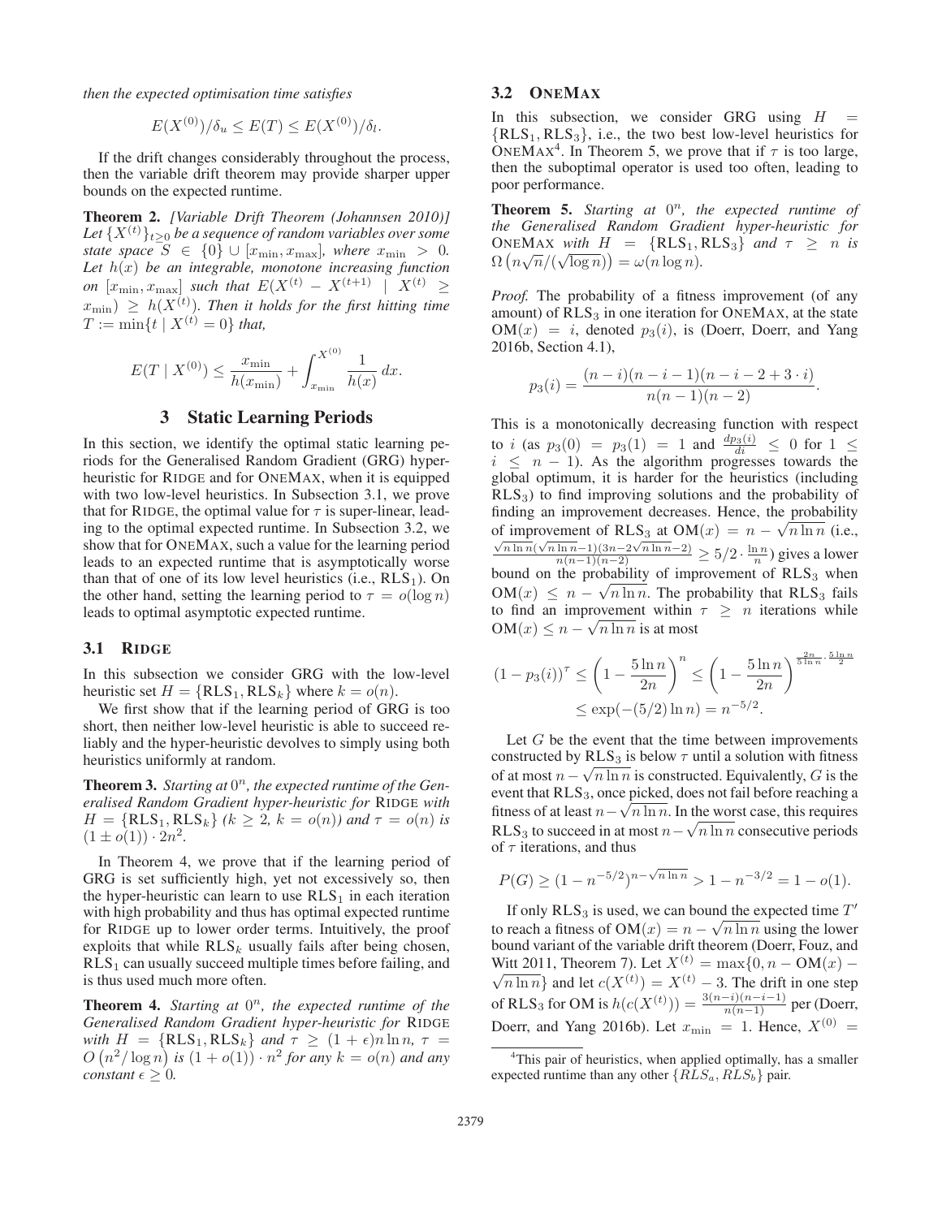*then the expected optimisation time satisfies*

$$E(X^{(0)})/\delta_u \leq E(T) \leq E(X^{(0)})/\delta_l.$$

If the drift changes considerably throughout the process, then the variable drift theorem may provide sharper upper bounds on the expected runtime.

**Theorem 2.** *[Variable Drift Theorem (Johannsen 2010)] Let $\{X^{(t)}\}_{t\geq 0}$ be a sequence of random variables over some state space $S \in \{0\} \cup [x_{\min}, x_{\max}]$, where $x_{\min} > 0$. Let $h(x)$ be an integrable, monotone increasing function on $[x_{\min}, x_{\max}]$ such that $E(X^{(t)} - X^{(t+1)} \mid X^{(t)} \geq x_{\min}) \geq h(X^{(t)})$. Then it holds for the first hitting time $T := \min\{t \mid X^{(t)} = 0\}$ that,*

$$E(T \mid X^{(0)}) \leq \frac{x_{\min}}{h(x_{\min})} + \int_{x_{\min}}^{X^{(0)}} \frac{1}{h(x)}\, dx.$$

## 3 Static Learning Periods

In this section, we identify the optimal static learning periods for the Generalised Random Gradient (GRG) hyper-heuristic for RIDGE and for ONEMAX, when it is equipped with two low-level heuristics. In Subsection 3.1, we prove that for RIDGE, the optimal value for $\tau$ is super-linear, leading to the optimal expected runtime. In Subsection 3.2, we show that for ONEMAX, such a value for the learning period leads to an expected runtime that is asymptotically worse than that of one of its low level heuristics (i.e., $\text{RLS}_1$). On the other hand, setting the learning period to $\tau = o(\log n)$ leads to optimal asymptotic expected runtime.

### 3.1 RIDGE

In this subsection we consider GRG with the low-level heuristic set $H = \{\text{RLS}_1, \text{RLS}_k\}$ where $k = o(n)$.

We first show that if the learning period of GRG is too short, then neither low-level heuristic is able to succeed reliably and the hyper-heuristic devolves to simply using both heuristics uniformly at random.

**Theorem 3.** *Starting at $0^n$, the expected runtime of the Generalised Random Gradient hyper-heuristic for* RIDGE *with $H = \{\text{RLS}_1, \text{RLS}_k\}$ ($k \geq 2$, $k = o(n)$) and $\tau = o(n)$ is $(1 \pm o(1)) \cdot 2n^2$.*

In Theorem 4, we prove that if the learning period of GRG is set sufficiently high, yet not excessively so, then the hyper-heuristic can learn to use $\text{RLS}_1$ in each iteration with high probability and thus has optimal expected runtime for RIDGE up to lower order terms. Intuitively, the proof exploits that while $\text{RLS}_k$ usually fails after being chosen, $\text{RLS}_1$ can usually succeed multiple times before failing, and is thus used much more often.

**Theorem 4.** *Starting at $0^n$, the expected runtime of the Generalised Random Gradient hyper-heuristic for* RIDGE *with $H = \{\text{RLS}_1, \text{RLS}_k\}$ and $\tau \geq (1+\epsilon) n \ln n$, $\tau = O\left(n^2/\log n\right)$ is $(1+o(1)) \cdot n^2$ for any $k = o(n)$ and any constant $\epsilon \geq 0$.*

### 3.2 ONEMAX

In this subsection, we consider GRG using $H = \{\text{RLS}_1, \text{RLS}_3\}$, i.e., the two best low-level heuristics for ONEMAX[4]. In Theorem 5, we prove that if $\tau$ is too large, then the suboptimal operator is used too often, leading to poor performance.

**Theorem 5.** *Starting at $0^n$, the expected runtime of the Generalised Random Gradient hyper-heuristic for* ONEMAX *with $H = \{\text{RLS}_1, \text{RLS}_3\}$ and $\tau \geq n$ is $\Omega\left(n\sqrt{n}/(\sqrt{\log n})\right) = \omega(n \log n)$.*

*Proof.* The probability of a fitness improvement (of any amount) of $\text{RLS}_3$ in one iteration for ONEMAX, at the state $\text{OM}(x) = i$, denoted $p_3(i)$, is (Doerr, Doerr, and Yang 2016b, Section 4.1),

$$p_3(i) = \frac{(n-i)(n-i-1)(n-i-2+3\cdot i)}{n(n-1)(n-2)}.$$

This is a monotonically decreasing function with respect to $i$ (as $p_3(0) = p_3(1) = 1$ and $\frac{dp_3(i)}{di} \leq 0$ for $1 \leq i \leq n-1$). As the algorithm progresses towards the global optimum, it is harder for the heuristics (including $\text{RLS}_3$) to find improving solutions and the probability of finding an improvement decreases. Hence, the probability of improvement of $\text{RLS}_3$ at $\text{OM}(x) = n - \sqrt{n \ln n}$ (i.e., $\frac{\sqrt{n\ln n}(\sqrt{n \ln n}-1)(3n-2\sqrt{n\ln n}-2)}{n(n-1)(n-2)} \geq 5/2 \cdot \frac{\ln n}{n}$) gives a lower bound on the probability of improvement of $\text{RLS}_3$ when $\text{OM}(x) \leq n - \sqrt{n \ln n}$. The probability that $\text{RLS}_3$ fails to find an improvement within $\tau \geq n$ iterations while $\text{OM}(x) \leq n - \sqrt{n \ln n}$ is at most

$$(1-p_3(i))^\tau \leq \left(1 - \frac{5\ln n}{2n}\right)^n \leq \left(1 - \frac{5 \ln n}{2n}\right)^{\frac{2n}{5\ln n}\cdot\frac{5\ln n}{2}}$$
$$\leq \exp(-(5/2)\ln n) = n^{-5/2}.$$

Let $G$ be the event that the time between improvements constructed by $\text{RLS}_3$ is below $\tau$ until a solution with fitness of at most $n - \sqrt{n \ln n}$ is constructed. Equivalently, $G$ is the event that $\text{RLS}_3$, once picked, does not fail before reaching a fitness of at least $n - \sqrt{n \ln n}$. In the worst case, this requires $\text{RLS}_3$ to succeed in at most $n - \sqrt{n \ln n}$ consecutive periods of $\tau$ iterations, and thus

$$P(G) \geq (1 - n^{-5/2})^{n - \sqrt{n \ln n}} > 1 - n^{-3/2} = 1 - o(1).$$

If only $\text{RLS}_3$ is used, we can bound the expected time $T'$ to reach a fitness of $\text{OM}(x) = n - \sqrt{n \ln n}$ using the lower bound variant of the variable drift theorem (Doerr, Fouz, and Witt 2011, Theorem 7). Let $X^{(t)} = \max\{0, n - \text{OM}(x) - \sqrt{n \ln n}\}$ and let $c(X^{(t)}) = X^{(t)} - 3$. The drift in one step of $\text{RLS}_3$ for OM is $h(c(X^{(t)})) = \frac{3(n-i)(n-i-1)}{n(n-1)}$ per (Doerr, Doerr, and Yang 2016b). Let $x_{\min} = 1$. Hence, $X^{(0)} =$

[4] This pair of heuristics, when applied optimally, has a smaller expected runtime than any other $\{RLS_a, RLS_b\}$ pair.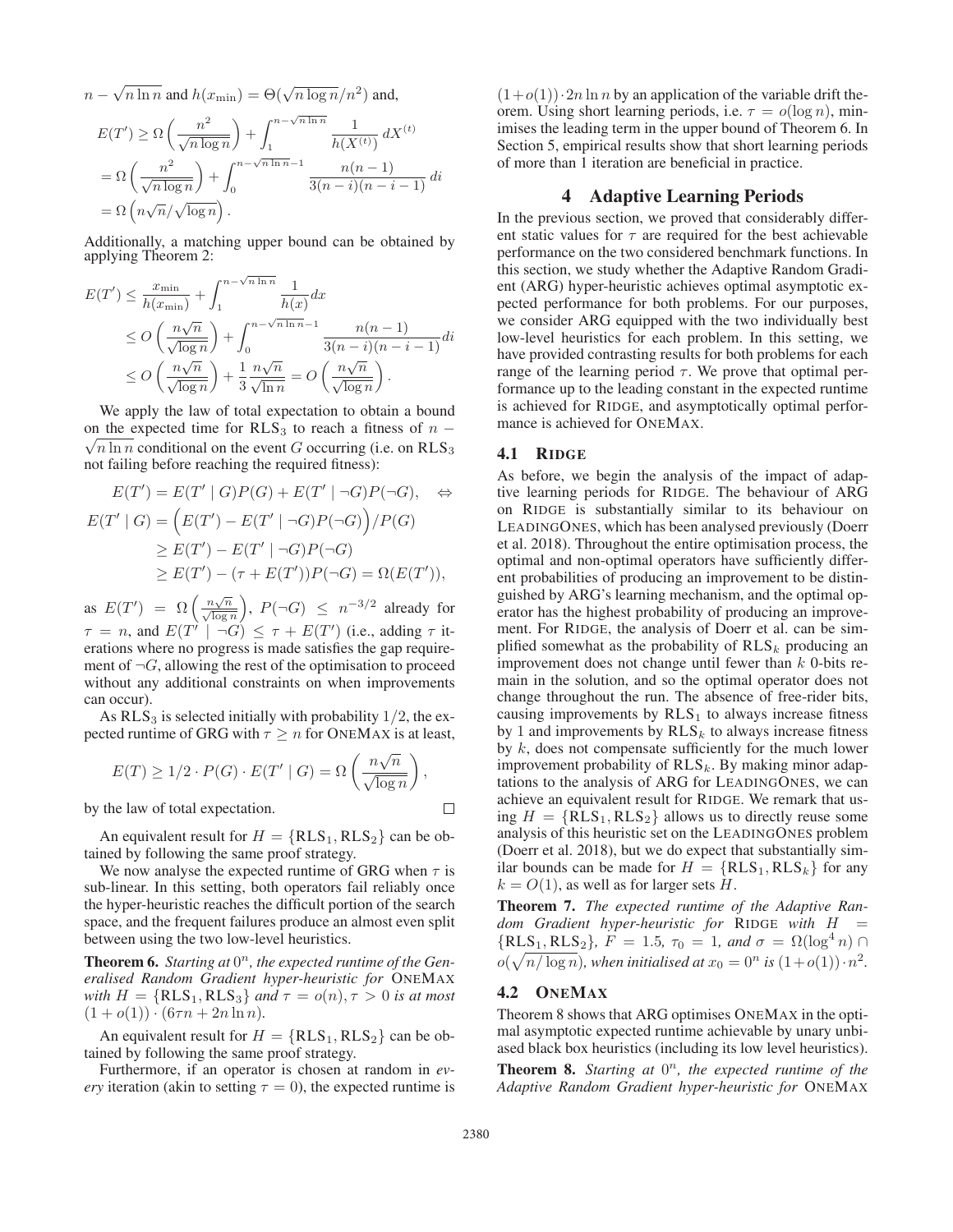$n - \sqrt{n \ln n}$ and $h(x_{\min}) = \Theta(\sqrt{n \log n}/n^2)$ and,

$$
\begin{aligned}
E(T') &\geq \Omega\left(\frac{n^2}{\sqrt{n \log n}}\right) + \int_1^{n-\sqrt{n \ln n}} \frac{1}{h(X^{(t)})}\, dX^{(t)} \\
&= \Omega\left(\frac{n^2}{\sqrt{n \log n}}\right) + \int_0^{n-\sqrt{n \ln n}-1} \frac{n(n-1)}{3(n-i)(n-i-1)}\, di \\
&= \Omega\left(n\sqrt{n}/\sqrt{\log n}\right).
\end{aligned}
$$

Additionally, a matching upper bound can be obtained by applying Theorem 2:

$$
\begin{aligned}
E(T') &\leq \frac{x_{\min}}{h(x_{\min})} + \int_1^{n-\sqrt{n \ln n}} \frac{1}{h(x)} dx \\
&\leq O\left(\frac{n\sqrt{n}}{\sqrt{\log n}}\right) + \int_0^{n-\sqrt{n \ln n}-1} \frac{n(n-1)}{3(n-i)(n-i-1)} di \\
&\leq O\left(\frac{n\sqrt{n}}{\sqrt{\log n}}\right) + \frac{1}{3}\frac{n\sqrt{n}}{\sqrt{\ln n}} = O\left(\frac{n\sqrt{n}}{\sqrt{\log n}}\right).
\end{aligned}
$$

We apply the law of total expectation to obtain a bound on the expected time for $\text{RLS}_3$ to reach a fitness of $n - \sqrt{n \ln n}$ conditional on the event $G$ occurring (i.e. on $\text{RLS}_3$ not failing before reaching the required fitness):

$$
\begin{aligned}
E(T') &= E(T' \mid G)P(G) + E(T' \mid \neg G)P(\neg G), \quad \Leftrightarrow \\
E(T' \mid G) &= \Big(E(T') - E(T' \mid \neg G)P(\neg G)\Big)/P(G) \\
&\geq E(T') - E(T' \mid \neg G)P(\neg G) \\
&\geq E(T') - (\tau + E(T'))P(\neg G) = \Omega(E(T')),
\end{aligned}
$$

as $E(T') = \Omega\left(\frac{n\sqrt{n}}{\sqrt{\log n}}\right)$, $P(\neg G) \leq n^{-3/2}$ already for $\tau = n$, and $E(T' \mid \neg G) \leq \tau + E(T')$ (i.e., adding $\tau$ iterations where no progress is made satisfies the gap requirement of $\neg G$, allowing the rest of the optimisation to proceed without any additional constraints on when improvements can occur).

As $\text{RLS}_3$ is selected initially with probability $1/2$, the expected runtime of GRG with $\tau \geq n$ for OneMax is at least,

$$
E(T) \geq 1/2 \cdot P(G) \cdot E(T' \mid G) = \Omega\left(\frac{n\sqrt{n}}{\sqrt{\log n}}\right),
$$

by the law of total expectation. □

An equivalent result for $H = \{\text{RLS}_1, \text{RLS}_2\}$ can be obtained by following the same proof strategy.

We now analyse the expected runtime of GRG when $\tau$ is sub-linear. In this setting, both operators fail reliably once the hyper-heuristic reaches the difficult portion of the search space, and the frequent failures produce an almost even split between using the two low-level heuristics.

**Theorem 6.** *Starting at $0^n$, the expected runtime of the Generalised Random Gradient hyper-heuristic for OneMax with $H = \{\text{RLS}_1, \text{RLS}_3\}$ and $\tau = o(n), \tau > 0$ is at most $(1 + o(1)) \cdot (6\tau n + 2n \ln n)$.*

An equivalent result for $H = \{\text{RLS}_1, \text{RLS}_2\}$ can be obtained by following the same proof strategy.

Furthermore, if an operator is chosen at random in *every* iteration (akin to setting $\tau = 0$), the expected runtime is $(1 + o(1)) \cdot 2n \ln n$ by an application of the variable drift theorem. Using short learning periods, i.e. $\tau = o(\log n)$, minimises the leading term in the upper bound of Theorem 6. In Section 5, empirical results show that short learning periods of more than 1 iteration are beneficial in practice.

## 4 Adaptive Learning Periods

In the previous section, we proved that considerably different static values for $\tau$ are required for the best achievable performance on the two considered benchmark functions. In this section, we study whether the Adaptive Random Gradient (ARG) hyper-heuristic achieves optimal asymptotic expected performance for both problems. For our purposes, we consider ARG equipped with the two individually best low-level heuristics for each problem. In this setting, we have provided contrasting results for both problems for each range of the learning period $\tau$. We prove that optimal performance up to the leading constant in the expected runtime is achieved for Ridge, and asymptotically optimal performance is achieved for OneMax.

### 4.1 Ridge

As before, we begin the analysis of the impact of adaptive learning periods for Ridge. The behaviour of ARG on Ridge is substantially similar to its behaviour on LeadingOnes, which has been analysed previously (Doerr et al. 2018). Throughout the entire optimisation process, the optimal and non-optimal operators have sufficiently different probabilities of producing an improvement to be distinguished by ARG's learning mechanism, and the optimal operator has the highest probability of producing an improvement. For Ridge, the analysis of Doerr et al. can be simplified somewhat as the probability of $\text{RLS}_k$ producing an improvement does not change until fewer than $k$ 0-bits remain in the solution, and so the optimal operator does not change throughout the run. The absence of free-rider bits, causing improvements by $\text{RLS}_1$ to always increase fitness by 1 and improvements by $\text{RLS}_k$ to always increase fitness by $k$, does not compensate sufficiently for the much lower improvement probability of $\text{RLS}_k$. By making minor adaptations to the analysis of ARG for LeadingOnes, we can achieve an equivalent result for Ridge. We remark that using $H = \{\text{RLS}_1, \text{RLS}_2\}$ allows us to directly reuse some analysis of this heuristic set on the LeadingOnes problem (Doerr et al. 2018), but we do expect that substantially similar bounds can be made for $H = \{\text{RLS}_1, \text{RLS}_k\}$ for any $k = O(1)$, as well as for larger sets $H$.

**Theorem 7.** *The expected runtime of the Adaptive Random Gradient hyper-heuristic for Ridge with $H = \{\text{RLS}_1, \text{RLS}_2\}$, $F = 1.5$, $\tau_0 = 1$, and $\sigma = \Omega(\log^4 n) \cap o(\sqrt{n/\log n})$, when initialised at $x_0 = 0^n$ is $(1 + o(1)) \cdot n^2$.*

### 4.2 OneMax

Theorem 8 shows that ARG optimises OneMax in the optimal asymptotic expected runtime achievable by unary unbiased black box heuristics (including its low level heuristics).

**Theorem 8.** *Starting at $0^n$, the expected runtime of the Adaptive Random Gradient hyper-heuristic for OneMax*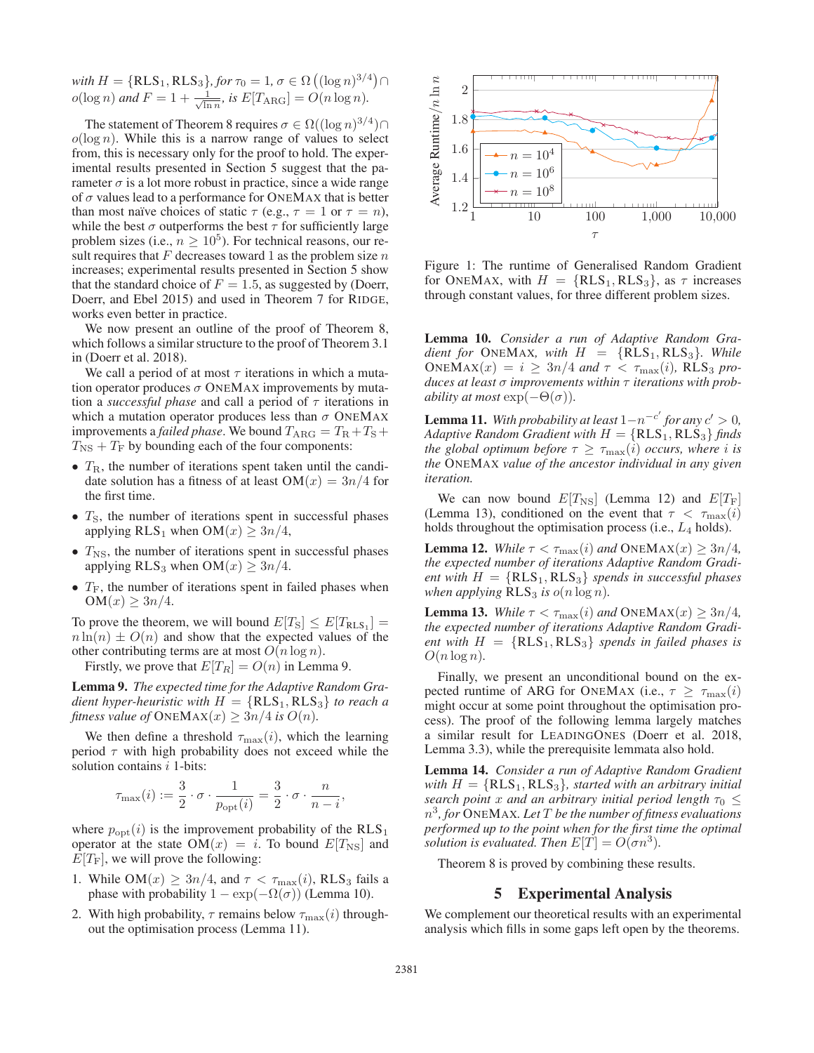*with $H = \{\text{RLS}_1, \text{RLS}_3\}$, for $\tau_0 = 1$, $\sigma \in \Omega\left((\log n)^{3/4}\right) \cap o(\log n)$ and $F = 1 + \frac{1}{\sqrt{\ln n}}$, is $E[T_{\text{ARG}}] = O(n \log n)$.*

The statement of Theorem 8 requires $\sigma \in \Omega((\log n)^{3/4}) \cap o(\log n)$. While this is a narrow range of values to select from, this is necessary only for the proof to hold. The experimental results presented in Section 5 suggest that the parameter $\sigma$ is a lot more robust in practice, since a wide range of $\sigma$ values lead to a performance for ONEMAX that is better than most naïve choices of static $\tau$ (e.g., $\tau = 1$ or $\tau = n$), while the best $\sigma$ outperforms the best $\tau$ for sufficiently large problem sizes (i.e., $n \geq 10^5$). For technical reasons, our result requires that $F$ decreases toward 1 as the problem size $n$ increases; experimental results presented in Section 5 show that the standard choice of $F = 1.5$, as suggested by (Doerr, Doerr, and Ebel 2015) and used in Theorem 7 for RIDGE, works even better in practice.

We now present an outline of the proof of Theorem 8, which follows a similar structure to the proof of Theorem 3.1 in (Doerr et al. 2018).

We call a period of at most $\tau$ iterations in which a mutation operator produces $\sigma$ ONEMAX improvements by mutation a *successful phase* and call a period of $\tau$ iterations in which a mutation operator produces less than $\sigma$ ONEMAX improvements a *failed phase*. We bound $T_{\text{ARG}} = T_{\text{R}} + T_{\text{S}} + T_{\text{NS}} + T_{\text{F}}$ by bounding each of the four components:

- $T_{\text{R}}$, the number of iterations spent taken until the candidate solution has a fitness of at least $\text{OM}(x) = 3n/4$ for the first time.
- $T_{\text{S}}$, the number of iterations spent in successful phases applying $\text{RLS}_1$ when $\text{OM}(x) \geq 3n/4$,
- $T_{\text{NS}}$, the number of iterations spent in successful phases applying $\text{RLS}_3$ when $\text{OM}(x) \geq 3n/4$.
- $T_{\text{F}}$, the number of iterations spent in failed phases when $\text{OM}(x) \geq 3n/4$.

To prove the theorem, we will bound $E[T_{\text{S}}] \leq E[T_{\text{RLS}_1}] = n \ln(n) \pm O(n)$ and show that the expected values of the other contributing terms are at most $O(n \log n)$.

Firstly, we prove that $E[T_R] = O(n)$ in Lemma 9.

**Lemma 9.** *The expected time for the Adaptive Random Gradient hyper-heuristic with $H = \{\text{RLS}_1, \text{RLS}_3\}$ to reach a fitness value of $\text{ONEMAX}(x) \geq 3n/4$ is $O(n)$.*

We then define a threshold $\tau_{\max}(i)$, which the learning period $\tau$ with high probability does not exceed while the solution contains $i$ 1-bits:

$$\tau_{\max}(i) := \frac{3}{2} \cdot \sigma \cdot \frac{1}{p_{\text{opt}}(i)} = \frac{3}{2} \cdot \sigma \cdot \frac{n}{n-i},$$

where $p_{\text{opt}}(i)$ is the improvement probability of the $\text{RLS}_1$ operator at the state $\text{OM}(x) = i$. To bound $E[T_{\text{NS}}]$ and $E[T_{\text{F}}]$, we will prove the following:

1. While $\text{OM}(x) \geq 3n/4$, and $\tau < \tau_{\max}(i)$, $\text{RLS}_3$ fails a phase with probability $1 - \exp(-\Omega(\sigma))$ (Lemma 10).
2. With high probability, $\tau$ remains below $\tau_{\max}(i)$ throughout the optimisation process (Lemma 11).

Figure 1: The runtime of Generalised Random Gradient for ONEMAX, with $H = \{\text{RLS}_1, \text{RLS}_3\}$, as $\tau$ increases through constant values, for three different problem sizes.

**Lemma 10.** *Consider a run of Adaptive Random Gradient for ONEMAX, with $H = \{\text{RLS}_1, \text{RLS}_3\}$. While $\text{ONEMAX}(x) = i \geq 3n/4$ and $\tau < \tau_{\max}(i)$, $\text{RLS}_3$ produces at least $\sigma$ improvements within $\tau$ iterations with probability at most $\exp(-\Theta(\sigma))$.*

**Lemma 11.** *With probability at least $1 - n^{-c'}$ for any $c' > 0$, Adaptive Random Gradient with $H = \{\text{RLS}_1, \text{RLS}_3\}$ finds the global optimum before $\tau \geq \tau_{\max}(i)$ occurs, where $i$ is the ONEMAX value of the ancestor individual in any given iteration.*

We can now bound $E[T_{\text{NS}}]$ (Lemma 12) and $E[T_{\text{F}}]$ (Lemma 13), conditioned on the event that $\tau < \tau_{\max}(i)$ holds throughout the optimisation process (i.e., $L_4$ holds).

**Lemma 12.** *While $\tau < \tau_{\max}(i)$ and $\text{ONEMAX}(x) \geq 3n/4$, the expected number of iterations Adaptive Random Gradient with $H = \{\text{RLS}_1, \text{RLS}_3\}$ spends in successful phases when applying $\text{RLS}_3$ is $o(n \log n)$.*

**Lemma 13.** *While $\tau < \tau_{\max}(i)$ and $\text{ONEMAX}(x) \geq 3n/4$, the expected number of iterations Adaptive Random Gradient with $H = \{\text{RLS}_1, \text{RLS}_3\}$ spends in failed phases is $O(n \log n)$.*

Finally, we present an unconditional bound on the expected runtime of ARG for ONEMAX (i.e., $\tau \geq \tau_{\max}(i)$ might occur at some point throughout the optimisation process). The proof of the following lemma largely matches a similar result for LEADINGONES (Doerr et al. 2018, Lemma 3.3), while the prerequisite lemmata also hold.

**Lemma 14.** *Consider a run of Adaptive Random Gradient with $H = \{\text{RLS}_1, \text{RLS}_3\}$, started with an arbitrary initial search point $x$ and an arbitrary initial period length $\tau_0 \leq n^3$, for ONEMAX. Let $T$ be the number of fitness evaluations performed up to the point when for the first time the optimal solution is evaluated. Then $E[T] = O(\sigma n^3)$.*

Theorem 8 is proved by combining these results.

## 5 Experimental Analysis

We complement our theoretical results with an experimental analysis which fills in some gaps left open by the theorems.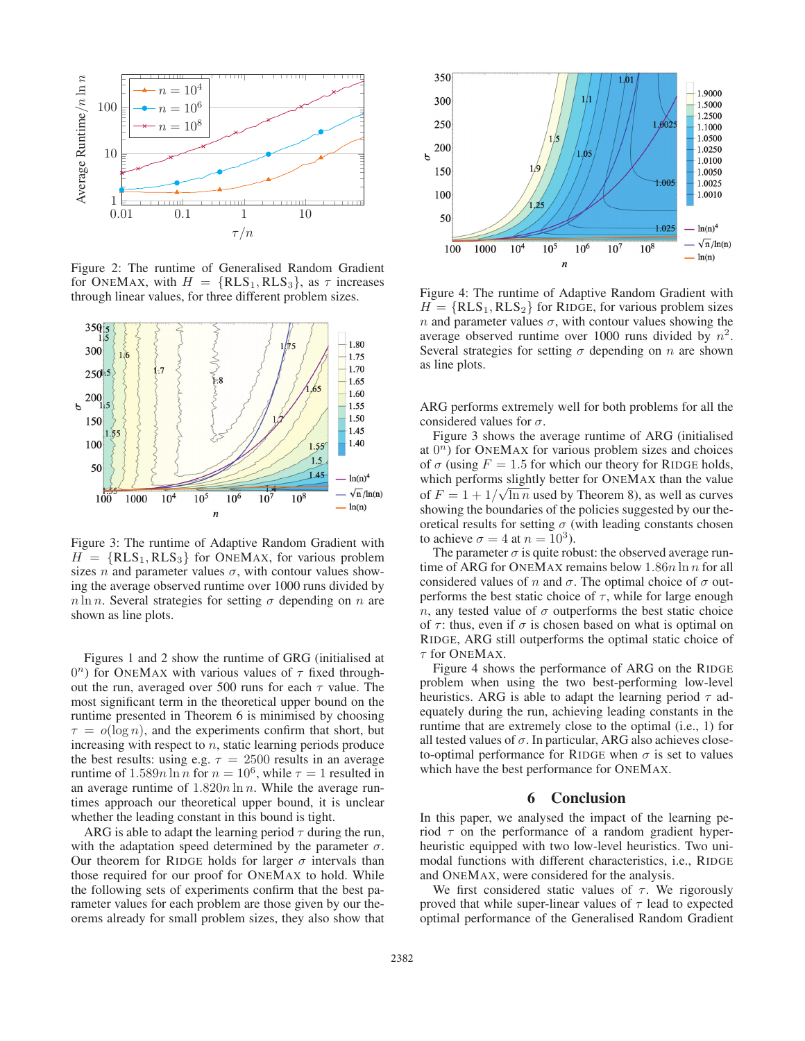Figure 2: The runtime of Generalised Random Gradient for OneMax, with $H = \{\text{RLS}_1, \text{RLS}_3\}$, as $\tau$ increases through linear values, for three different problem sizes.

Figure 3: The runtime of Adaptive Random Gradient with $H = \{\text{RLS}_1, \text{RLS}_3\}$ for OneMax, for various problem sizes $n$ and parameter values $\sigma$, with contour values showing the average observed runtime over 1000 runs divided by $n \ln n$. Several strategies for setting $\sigma$ depending on $n$ are shown as line plots.

Figures 1 and 2 show the runtime of GRG (initialised at $0^n$) for OneMax with various values of $\tau$ fixed throughout the run, averaged over 500 runs for each $\tau$ value. The most significant term in the theoretical upper bound on the runtime presented in Theorem 6 is minimised by choosing $\tau = o(\log n)$, and the experiments confirm that short, but increasing with respect to $n$, static learning periods produce the best results: using e.g. $\tau = 2500$ results in an average runtime of $1.589 n \ln n$ for $n = 10^6$, while $\tau = 1$ resulted in an average runtime of $1.820 n \ln n$. While the average runtimes approach our theoretical upper bound, it is unclear whether the leading constant in this bound is tight.

ARG is able to adapt the learning period $\tau$ during the run, with the adaptation speed determined by the parameter $\sigma$. Our theorem for Ridge holds for larger $\sigma$ intervals than those required for our proof for OneMax to hold. While the following sets of experiments confirm that the best parameter values for each problem are those given by our theorems already for small problem sizes, they also show that

Figure 4: The runtime of Adaptive Random Gradient with $H = \{\text{RLS}_1, \text{RLS}_2\}$ for Ridge, for various problem sizes $n$ and parameter values $\sigma$, with contour values showing the average observed runtime over 1000 runs divided by $n^2$. Several strategies for setting $\sigma$ depending on $n$ are shown as line plots.

ARG performs extremely well for both problems for all the considered values for $\sigma$.

Figure 3 shows the average runtime of ARG (initialised at $0^n$) for OneMax for various problem sizes and choices of $\sigma$ (using $F = 1.5$ for which our theory for Ridge holds, which performs slightly better for OneMax than the value of $F = 1 + 1/\sqrt{\ln n}$ used by Theorem 8), as well as curves showing the boundaries of the policies suggested by our theoretical results for setting $\sigma$ (with leading constants chosen to achieve $\sigma = 4$ at $n = 10^3$).

The parameter $\sigma$ is quite robust: the observed average runtime of ARG for OneMax remains below $1.86 n \ln n$ for all considered values of $n$ and $\sigma$. The optimal choice of $\sigma$ outperforms the best static choice of $\tau$, while for large enough $n$, any tested value of $\sigma$ outperforms the best static choice of $\tau$: thus, even if $\sigma$ is chosen based on what is optimal on Ridge, ARG still outperforms the optimal static choice of $\tau$ for OneMax.

Figure 4 shows the performance of ARG on the Ridge problem when using the two best-performing low-level heuristics. ARG is able to adapt the learning period $\tau$ adequately during the run, achieving leading constants in the runtime that are extremely close to the optimal (i.e., 1) for all tested values of $\sigma$. In particular, ARG also achieves close-to-optimal performance for Ridge when $\sigma$ is set to values which have the best performance for OneMax.

## 6 Conclusion

In this paper, we analysed the impact of the learning period $\tau$ on the performance of a random gradient hyper-heuristic equipped with two low-level heuristics. Two unimodal functions with different characteristics, i.e., Ridge and OneMax, were considered for the analysis.

We first considered static values of $\tau$. We rigorously proved that while super-linear values of $\tau$ lead to expected optimal performance of the Generalised Random Gradient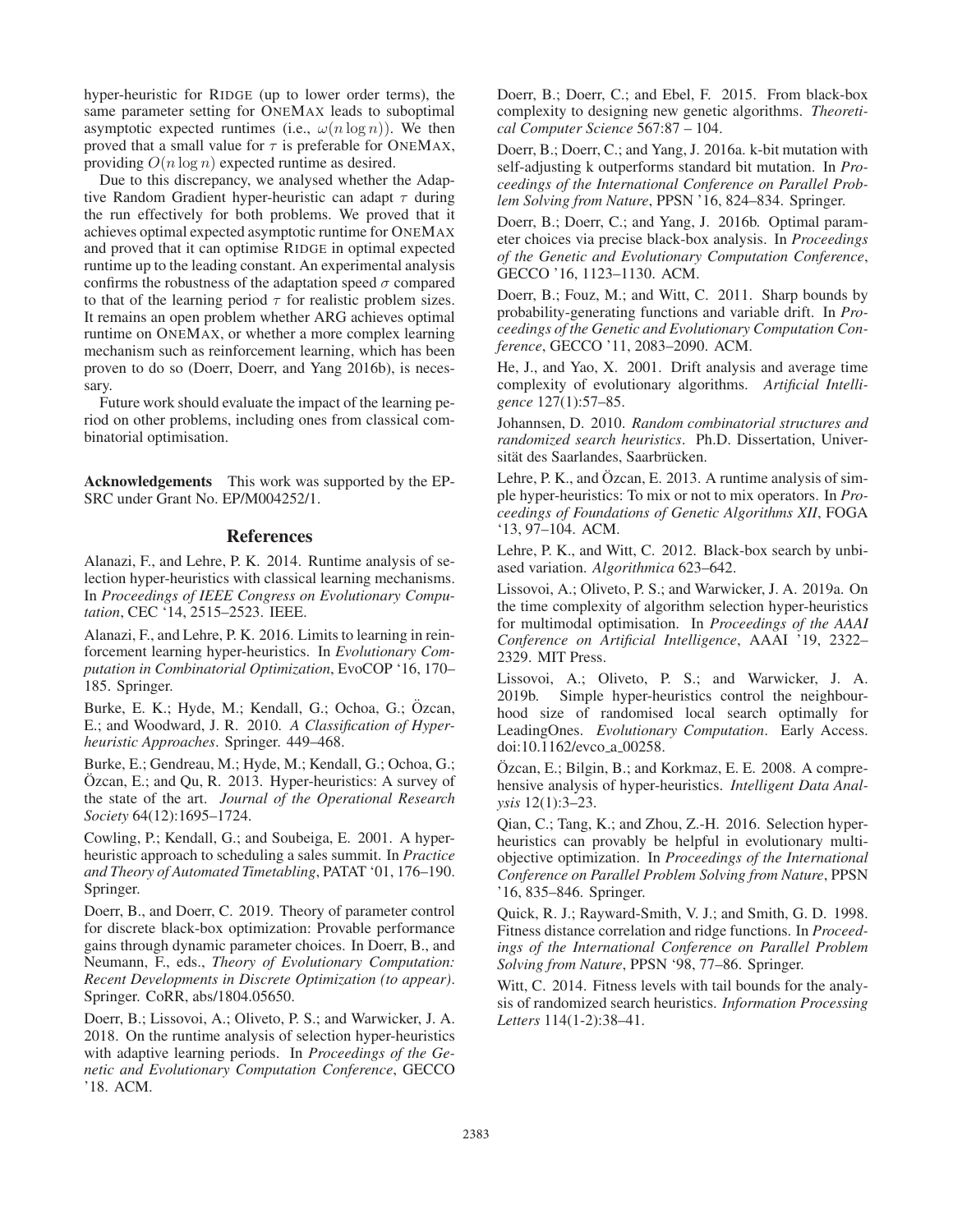hyper-heuristic for RIDGE (up to lower order terms), the same parameter setting for ONEMAX leads to suboptimal asymptotic expected runtimes (i.e., $\omega(n \log n)$). We then proved that a small value for $\tau$ is preferable for ONEMAX, providing $O(n \log n)$ expected runtime as desired.

Due to this discrepancy, we analysed whether the Adaptive Random Gradient hyper-heuristic can adapt $\tau$ during the run effectively for both problems. We proved that it achieves optimal expected asymptotic runtime for ONEMAX and proved that it can optimise RIDGE in optimal expected runtime up to the leading constant. An experimental analysis confirms the robustness of the adaptation speed $\sigma$ compared to that of the learning period $\tau$ for realistic problem sizes. It remains an open problem whether ARG achieves optimal runtime on ONEMAX, or whether a more complex learning mechanism such as reinforcement learning, which has been proven to do so (Doerr, Doerr, and Yang 2016b), is necessary.

Future work should evaluate the impact of the learning period on other problems, including ones from classical combinatorial optimisation.

**Acknowledgements** This work was supported by the EPSRC under Grant No. EP/M004252/1.

## References

Alanazi, F., and Lehre, P. K. 2014. Runtime analysis of selection hyper-heuristics with classical learning mechanisms. In *Proceedings of IEEE Congress on Evolutionary Computation*, CEC '14, 2515–2523. IEEE.

Alanazi, F., and Lehre, P. K. 2016. Limits to learning in reinforcement learning hyper-heuristics. In *Evolutionary Computation in Combinatorial Optimization*, EvoCOP '16, 170–185. Springer.

Burke, E. K.; Hyde, M.; Kendall, G.; Ochoa, G.; Özcan, E.; and Woodward, J. R. 2010. *A Classification of Hyper-heuristic Approaches*. Springer. 449–468.

Burke, E.; Gendreau, M.; Hyde, M.; Kendall, G.; Ochoa, G.; Özcan, E.; and Qu, R. 2013. Hyper-heuristics: A survey of the state of the art. *Journal of the Operational Research Society* 64(12):1695–1724.

Cowling, P.; Kendall, G.; and Soubeiga, E. 2001. A hyper-heuristic approach to scheduling a sales summit. In *Practice and Theory of Automated Timetabling*, PATAT '01, 176–190. Springer.

Doerr, B., and Doerr, C. 2019. Theory of parameter control for discrete black-box optimization: Provable performance gains through dynamic parameter choices. In Doerr, B., and Neumann, F., eds., *Theory of Evolutionary Computation: Recent Developments in Discrete Optimization (to appear)*. Springer. CoRR, abs/1804.05650.

Doerr, B.; Lissovoi, A.; Oliveto, P. S.; and Warwicker, J. A. 2018. On the runtime analysis of selection hyper-heuristics with adaptive learning periods. In *Proceedings of the Genetic and Evolutionary Computation Conference*, GECCO '18. ACM.

Doerr, B.; Doerr, C.; and Ebel, F. 2015. From black-box complexity to designing new genetic algorithms. *Theoretical Computer Science* 567:87 – 104.

Doerr, B.; Doerr, C.; and Yang, J. 2016a. k-bit mutation with self-adjusting k outperforms standard bit mutation. In *Proceedings of the International Conference on Parallel Problem Solving from Nature*, PPSN '16, 824–834. Springer.

Doerr, B.; Doerr, C.; and Yang, J. 2016b. Optimal parameter choices via precise black-box analysis. In *Proceedings of the Genetic and Evolutionary Computation Conference*, GECCO '16, 1123–1130. ACM.

Doerr, B.; Fouz, M.; and Witt, C. 2011. Sharp bounds by probability-generating functions and variable drift. In *Proceedings of the Genetic and Evolutionary Computation Conference*, GECCO '11, 2083–2090. ACM.

He, J., and Yao, X. 2001. Drift analysis and average time complexity of evolutionary algorithms. *Artificial Intelligence* 127(1):57–85.

Johannsen, D. 2010. *Random combinatorial structures and randomized search heuristics*. Ph.D. Dissertation, Universität des Saarlandes, Saarbrücken.

Lehre, P. K., and Özcan, E. 2013. A runtime analysis of simple hyper-heuristics: To mix or not to mix operators. In *Proceedings of Foundations of Genetic Algorithms XII*, FOGA '13, 97–104. ACM.

Lehre, P. K., and Witt, C. 2012. Black-box search by unbiased variation. *Algorithmica* 623–642.

Lissovoi, A.; Oliveto, P. S.; and Warwicker, J. A. 2019a. On the time complexity of algorithm selection hyper-heuristics for multimodal optimisation. In *Proceedings of the AAAI Conference on Artificial Intelligence*, AAAI '19, 2322–2329. MIT Press.

Lissovoi, A.; Oliveto, P. S.; and Warwicker, J. A. 2019b. Simple hyper-heuristics control the neighbourhood size of randomised local search optimally for LeadingOnes. *Evolutionary Computation*. Early Access. doi:10.1162/evco_a_00258.

Özcan, E.; Bilgin, B.; and Korkmaz, E. E. 2008. A comprehensive analysis of hyper-heuristics. *Intelligent Data Analysis* 12(1):3–23.

Qian, C.; Tang, K.; and Zhou, Z.-H. 2016. Selection hyper-heuristics can provably be helpful in evolutionary multi-objective optimization. In *Proceedings of the International Conference on Parallel Problem Solving from Nature*, PPSN '16, 835–846. Springer.

Quick, R. J.; Rayward-Smith, V. J.; and Smith, G. D. 1998. Fitness distance correlation and ridge functions. In *Proceedings of the International Conference on Parallel Problem Solving from Nature*, PPSN '98, 77–86. Springer.

Witt, C. 2014. Fitness levels with tail bounds for the analysis of randomized search heuristics. *Information Processing Letters* 114(1-2):38–41.